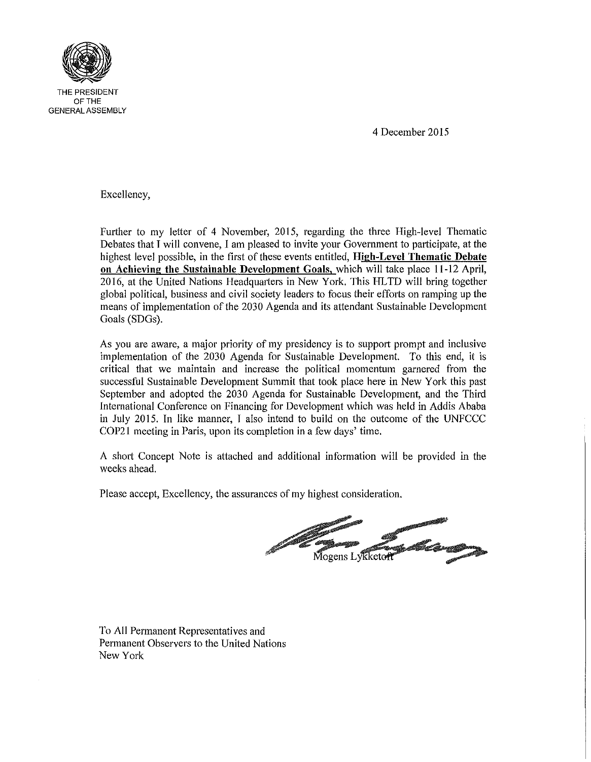THE PRESIDENT
OF THE
GENERAL ASSEMBLY

4 December 2015

Excellency,

Further to my letter of 4 November, 2015, regarding the three High-level Thematic Debates that I will convene, I am pleased to invite your Government to participate, at the highest level possible, in the first of these events entitled, **High-Level Thematic Debate on Achieving the Sustainable Development Goals**, which will take place 11-12 April, 2016, at the United Nations Headquarters in New York. This HLTD will bring together global political, business and civil society leaders to focus their efforts on ramping up the means of implementation of the 2030 Agenda and its attendant Sustainable Development Goals (SDGs).

As you are aware, a major priority of my presidency is to support prompt and inclusive implementation of the 2030 Agenda for Sustainable Development. To this end, it is critical that we maintain and increase the political momentum garnered from the successful Sustainable Development Summit that took place here in New York this past September and adopted the 2030 Agenda for Sustainable Development, and the Third International Conference on Financing for Development which was held in Addis Ababa in July 2015. In like manner, I also intend to build on the outcome of the UNFCCC COP21 meeting in Paris, upon its completion in a few days' time.

A short Concept Note is attached and additional information will be provided in the weeks ahead.

Please accept, Excellency, the assurances of my highest consideration.

Mogens Lykketoft

To All Permanent Representatives and
Permanent Observers to the United Nations
New York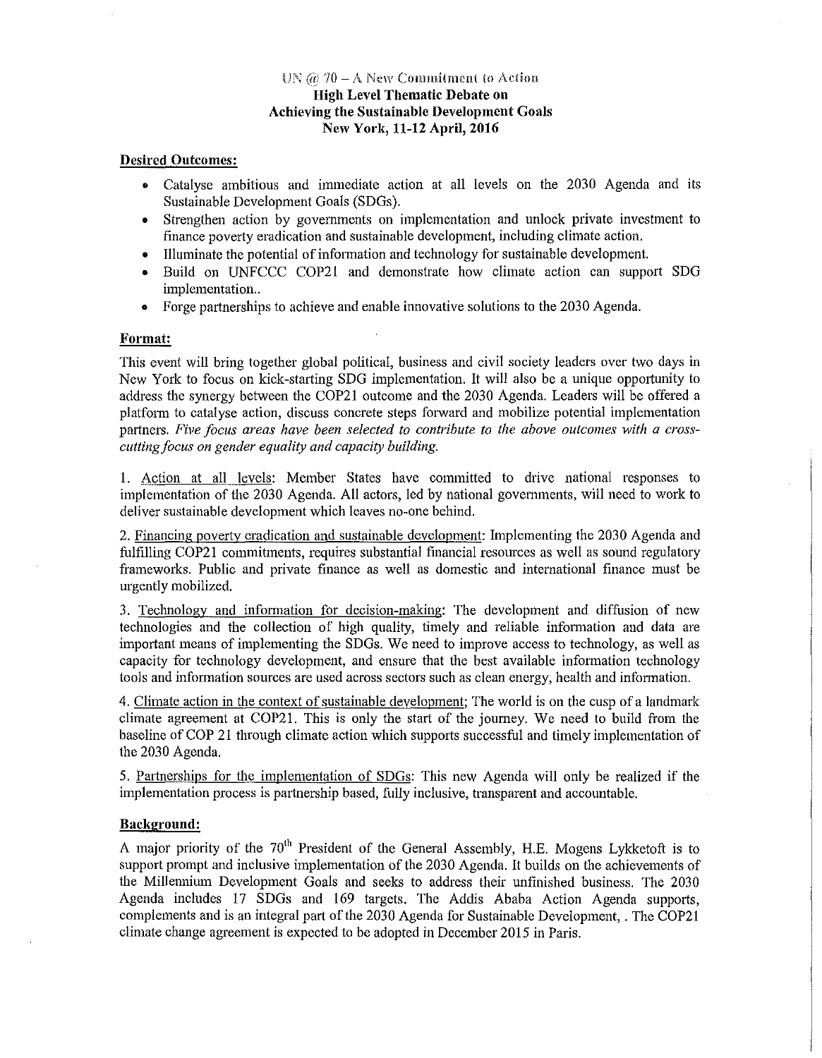UN @ 70 – A New Commitment to Action
**High Level Thematic Debate on**
**Achieving the Sustainable Development Goals**
**New York, 11-12 April, 2016**

## Desired Outcomes:

- Catalyse ambitious and immediate action at all levels on the 2030 Agenda and its Sustainable Development Goals (SDGs).
- Strengthen action by governments on implementation and unlock private investment to finance poverty eradication and sustainable development, including climate action.
- Illuminate the potential of information and technology for sustainable development.
- Build on UNFCCC COP21 and demonstrate how climate action can support SDG implementation..
- Forge partnerships to achieve and enable innovative solutions to the 2030 Agenda.

## Format:

This event will bring together global political, business and civil society leaders over two days in New York to focus on kick-starting SDG implementation. It will also be a unique opportunity to address the synergy between the COP21 outcome and the 2030 Agenda. Leaders will be offered a platform to catalyse action, discuss concrete steps forward and mobilize potential implementation partners. *Five focus areas have been selected to contribute to the above outcomes with a cross-cutting focus on gender equality and capacity building.*

1. Action at all levels: Member States have committed to drive national responses to implementation of the 2030 Agenda. All actors, led by national governments, will need to work to deliver sustainable development which leaves no-one behind.

2. Financing poverty eradication and sustainable development: Implementing the 2030 Agenda and fulfilling COP21 commitments, requires substantial financial resources as well as sound regulatory frameworks. Public and private finance as well as domestic and international finance must be urgently mobilized.

3. Technology and information for decision-making: The development and diffusion of new technologies and the collection of high quality, timely and reliable information and data are important means of implementing the SDGs. We need to improve access to technology, as well as capacity for technology development, and ensure that the best available information technology tools and information sources are used across sectors such as clean energy, health and information.

4. Climate action in the context of sustainable development; The world is on the cusp of a landmark climate agreement at COP21. This is only the start of the journey. We need to build from the baseline of COP 21 through climate action which supports successful and timely implementation of the 2030 Agenda.

5. Partnerships for the implementation of SDGs: This new Agenda will only be realized if the implementation process is partnership based, fully inclusive, transparent and accountable.

## Background:

A major priority of the 70th President of the General Assembly, H.E. Mogens Lykketoft is to support prompt and inclusive implementation of the 2030 Agenda. It builds on the achievements of the Millennium Development Goals and seeks to address their unfinished business. The 2030 Agenda includes 17 SDGs and 169 targets. The Addis Ababa Action Agenda supports, complements and is an integral part of the 2030 Agenda for Sustainable Development, . The COP21 climate change agreement is expected to be adopted in December 2015 in Paris.